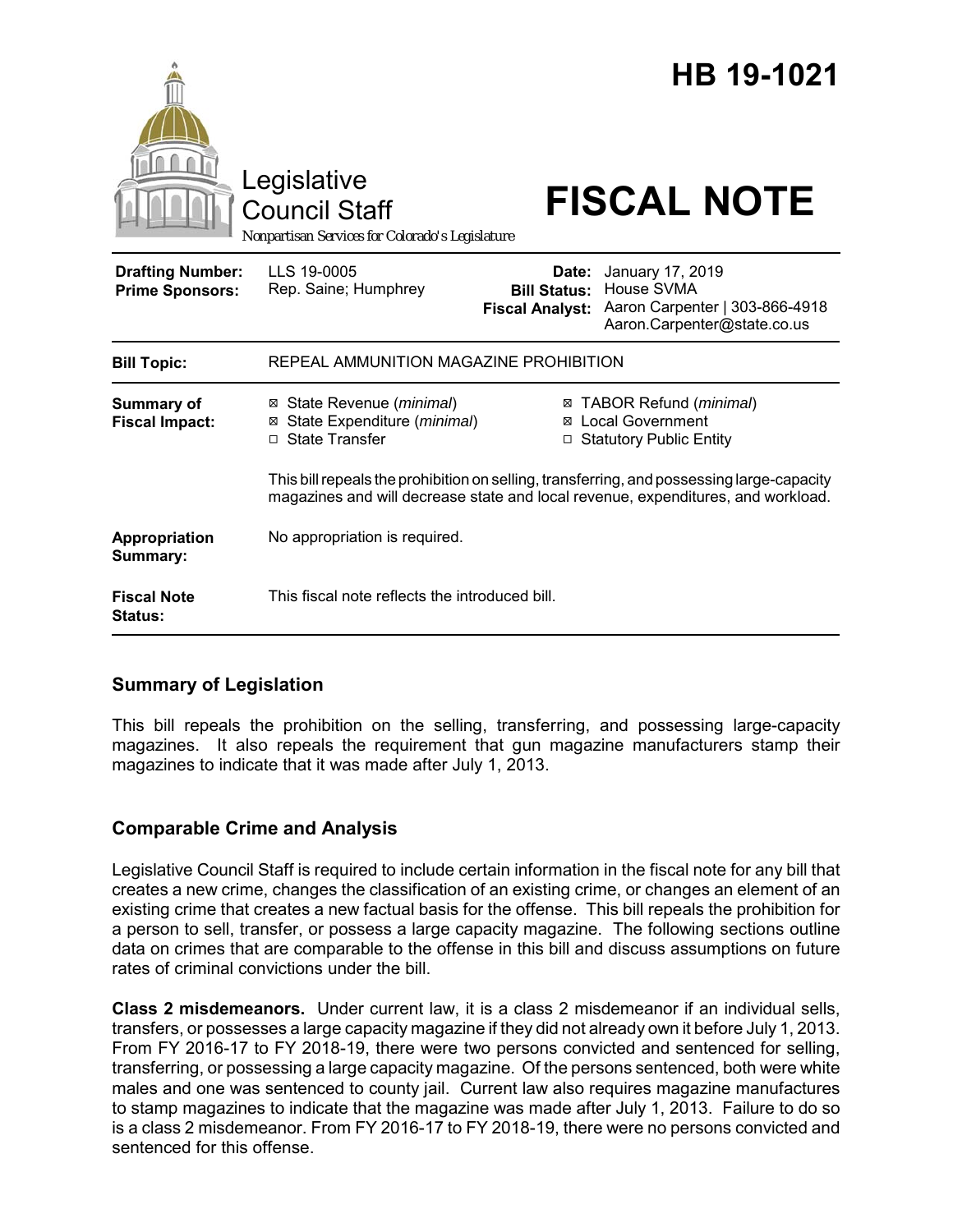# HB 19-1021

Legislative Council Staff

Nonpartisan Services for Colorado's Legislature

# FISCAL NOTE

| | | | |
|---|---|---|---|
| **Drafting Number:** | LLS 19-0005 | **Date:** | January 17, 2019 |
| **Prime Sponsors:** | Rep. Saine; Humphrey | **Bill Status:** | House SVMA |
| | | **Fiscal Analyst:** | Aaron Carpenter \| 303-866-4918 Aaron.Carpenter@state.co.us |

| | |
|---|---|
| **Bill Topic:** | REPEAL AMMUNITION MAGAZINE PROHIBITION |
| **Summary of Fiscal Impact:** | ☒ State Revenue (*minimal*) ☒ State Expenditure (*minimal*) ☐ State Transfer ☒ TABOR Refund (*minimal*) ☒ Local Government ☐ Statutory Public Entity<br><br>This bill repeals the prohibition on selling, transferring, and possessing large-capacity magazines and will decrease state and local revenue, expenditures, and workload. |
| **Appropriation Summary:** | No appropriation is required. |
| **Fiscal Note Status:** | This fiscal note reflects the introduced bill. |

## Summary of Legislation

This bill repeals the prohibition on the selling, transferring, and possessing large-capacity magazines. It also repeals the requirement that gun magazine manufacturers stamp their magazines to indicate that it was made after July 1, 2013.

## Comparable Crime and Analysis

Legislative Council Staff is required to include certain information in the fiscal note for any bill that creates a new crime, changes the classification of an existing crime, or changes an element of an existing crime that creates a new factual basis for the offense. This bill repeals the prohibition for a person to sell, transfer, or possess a large capacity magazine. The following sections outline data on crimes that are comparable to the offense in this bill and discuss assumptions on future rates of criminal convictions under the bill.

**Class 2 misdemeanors.** Under current law, it is a class 2 misdemeanor if an individual sells, transfers, or possesses a large capacity magazine if they did not already own it before July 1, 2013. From FY 2016-17 to FY 2018-19, there were two persons convicted and sentenced for selling, transferring, or possessing a large capacity magazine. Of the persons sentenced, both were white males and one was sentenced to county jail. Current law also requires magazine manufactures to stamp magazines to indicate that the magazine was made after July 1, 2013. Failure to do so is a class 2 misdemeanor. From FY 2016-17 to FY 2018-19, there were no persons convicted and sentenced for this offense.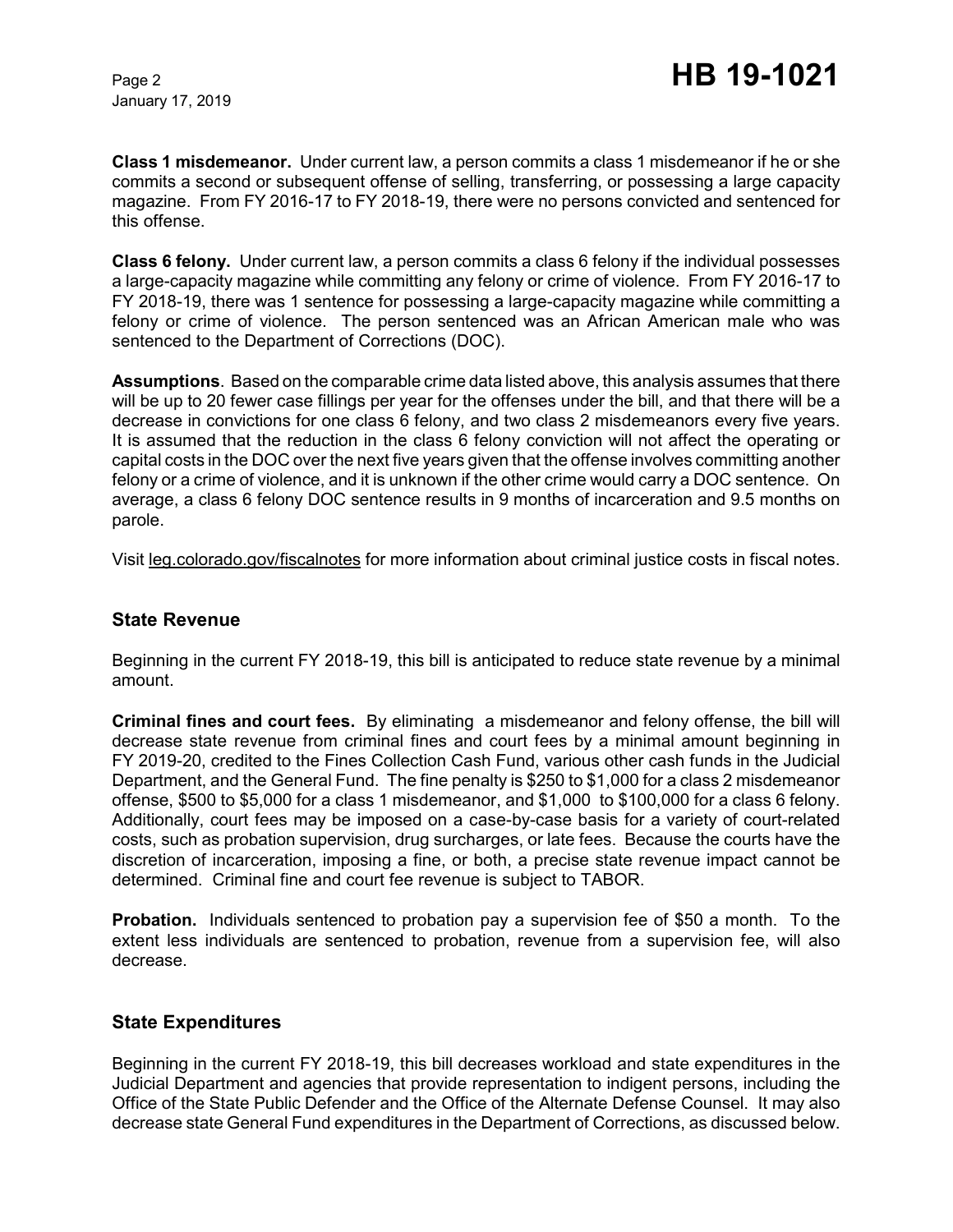**Class 1 misdemeanor.** Under current law, a person commits a class 1 misdemeanor if he or she commits a second or subsequent offense of selling, transferring, or possessing a large capacity magazine. From FY 2016-17 to FY 2018-19, there were no persons convicted and sentenced for this offense.

**Class 6 felony.** Under current law, a person commits a class 6 felony if the individual possesses a large-capacity magazine while committing any felony or crime of violence. From FY 2016-17 to FY 2018-19, there was 1 sentence for possessing a large-capacity magazine while committing a felony or crime of violence. The person sentenced was an African American male who was sentenced to the Department of Corrections (DOC).

**Assumptions**. Based on the comparable crime data listed above, this analysis assumes that there will be up to 20 fewer case fillings per year for the offenses under the bill, and that there will be a decrease in convictions for one class 6 felony, and two class 2 misdemeanors every five years. It is assumed that the reduction in the class 6 felony conviction will not affect the operating or capital costs in the DOC over the next five years given that the offense involves committing another felony or a crime of violence, and it is unknown if the other crime would carry a DOC sentence. On average, a class 6 felony DOC sentence results in 9 months of incarceration and 9.5 months on parole.

Visit leg.colorado.gov/fiscalnotes for more information about criminal justice costs in fiscal notes.

## State Revenue

Beginning in the current FY 2018-19, this bill is anticipated to reduce state revenue by a minimal amount.

**Criminal fines and court fees.** By eliminating a misdemeanor and felony offense, the bill will decrease state revenue from criminal fines and court fees by a minimal amount beginning in FY 2019-20, credited to the Fines Collection Cash Fund, various other cash funds in the Judicial Department, and the General Fund. The fine penalty is $250 to $1,000 for a class 2 misdemeanor offense, $500 to $5,000 for a class 1 misdemeanor, and $1,000 to $100,000 for a class 6 felony. Additionally, court fees may be imposed on a case-by-case basis for a variety of court-related costs, such as probation supervision, drug surcharges, or late fees. Because the courts have the discretion of incarceration, imposing a fine, or both, a precise state revenue impact cannot be determined. Criminal fine and court fee revenue is subject to TABOR.

**Probation.** Individuals sentenced to probation pay a supervision fee of $50 a month. To the extent less individuals are sentenced to probation, revenue from a supervision fee, will also decrease.

## State Expenditures

Beginning in the current FY 2018-19, this bill decreases workload and state expenditures in the Judicial Department and agencies that provide representation to indigent persons, including the Office of the State Public Defender and the Office of the Alternate Defense Counsel. It may also decrease state General Fund expenditures in the Department of Corrections, as discussed below.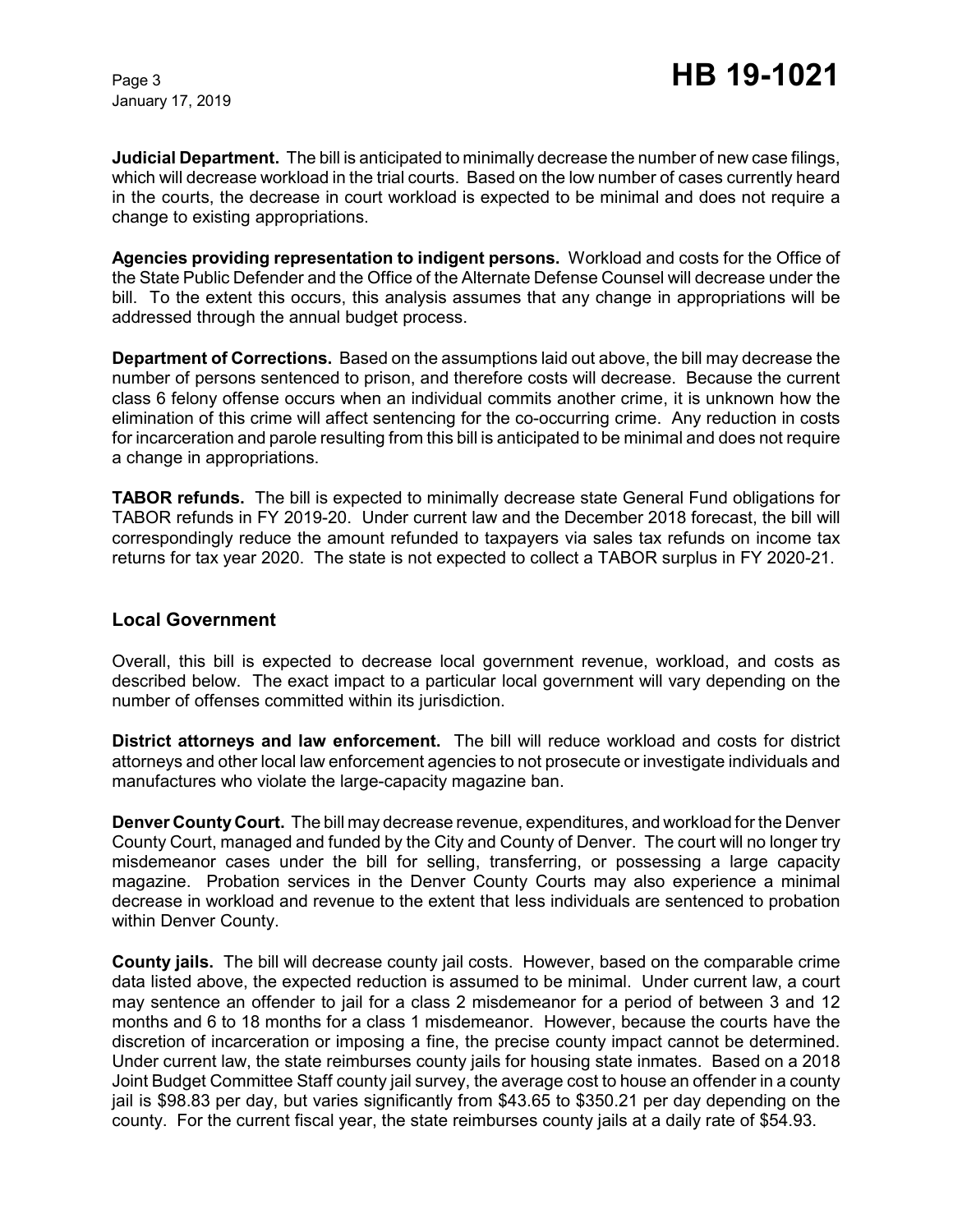**Judicial Department.** The bill is anticipated to minimally decrease the number of new case filings, which will decrease workload in the trial courts. Based on the low number of cases currently heard in the courts, the decrease in court workload is expected to be minimal and does not require a change to existing appropriations.

**Agencies providing representation to indigent persons.** Workload and costs for the Office of the State Public Defender and the Office of the Alternate Defense Counsel will decrease under the bill. To the extent this occurs, this analysis assumes that any change in appropriations will be addressed through the annual budget process.

**Department of Corrections.** Based on the assumptions laid out above, the bill may decrease the number of persons sentenced to prison, and therefore costs will decrease. Because the current class 6 felony offense occurs when an individual commits another crime, it is unknown how the elimination of this crime will affect sentencing for the co-occurring crime. Any reduction in costs for incarceration and parole resulting from this bill is anticipated to be minimal and does not require a change in appropriations.

**TABOR refunds.** The bill is expected to minimally decrease state General Fund obligations for TABOR refunds in FY 2019-20. Under current law and the December 2018 forecast, the bill will correspondingly reduce the amount refunded to taxpayers via sales tax refunds on income tax returns for tax year 2020. The state is not expected to collect a TABOR surplus in FY 2020-21.

## Local Government

Overall, this bill is expected to decrease local government revenue, workload, and costs as described below. The exact impact to a particular local government will vary depending on the number of offenses committed within its jurisdiction.

**District attorneys and law enforcement.** The bill will reduce workload and costs for district attorneys and other local law enforcement agencies to not prosecute or investigate individuals and manufactures who violate the large-capacity magazine ban.

**Denver County Court.** The bill may decrease revenue, expenditures, and workload for the Denver County Court, managed and funded by the City and County of Denver. The court will no longer try misdemeanor cases under the bill for selling, transferring, or possessing a large capacity magazine. Probation services in the Denver County Courts may also experience a minimal decrease in workload and revenue to the extent that less individuals are sentenced to probation within Denver County.

**County jails.** The bill will decrease county jail costs. However, based on the comparable crime data listed above, the expected reduction is assumed to be minimal. Under current law, a court may sentence an offender to jail for a class 2 misdemeanor for a period of between 3 and 12 months and 6 to 18 months for a class 1 misdemeanor. However, because the courts have the discretion of incarceration or imposing a fine, the precise county impact cannot be determined. Under current law, the state reimburses county jails for housing state inmates. Based on a 2018 Joint Budget Committee Staff county jail survey, the average cost to house an offender in a county jail is $98.83 per day, but varies significantly from $43.65 to $350.21 per day depending on the county. For the current fiscal year, the state reimburses county jails at a daily rate of $54.93.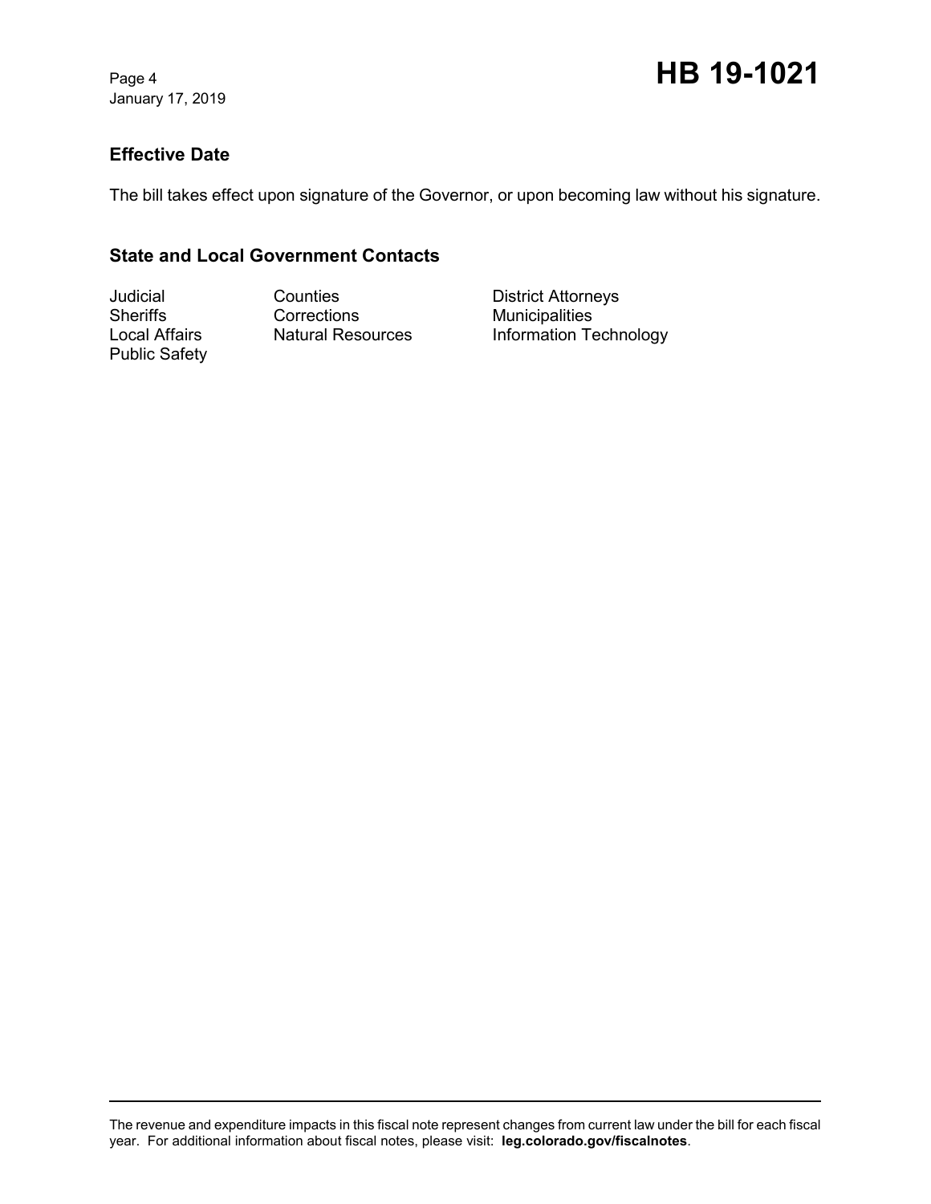## Effective Date

The bill takes effect upon signature of the Governor, or upon becoming law without his signature.

## State and Local Government Contacts

| | | |
|---|---|---|
| Judicial | Counties | District Attorneys |
| Sheriffs | Corrections | Municipalities |
| Local Affairs | Natural Resources | Information Technology |
| Public Safety | | |

The revenue and expenditure impacts in this fiscal note represent changes from current law under the bill for each fiscal year. For additional information about fiscal notes, please visit: **leg.colorado.gov/fiscalnotes**.